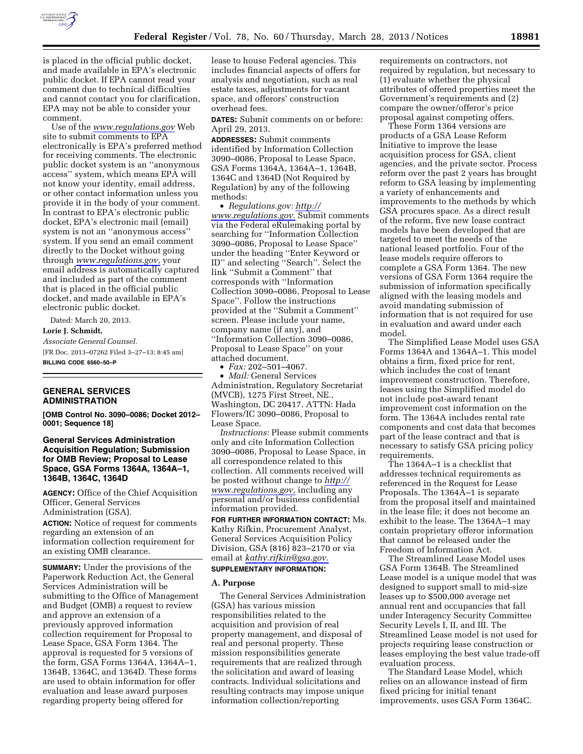is placed in the official public docket, and made available in EPA's electronic public docket. If EPA cannot read your comment due to technical difficulties and cannot contact you for clarification, EPA may not be able to consider your comment.

Use of the *www.regulations.gov* Web site to submit comments to EPA electronically is EPA's preferred method for receiving comments. The electronic public docket system is an ''anonymous access'' system, which means EPA will not know your identity, email address, or other contact information unless you provide it in the body of your comment. In contrast to EPA's electronic public docket, EPA's electronic mail (email) system is not an ''anonymous access'' system. If you send an email comment directly to the Docket without going through *www.regulations.gov*, your email address is automatically captured and included as part of the comment that is placed in the official public docket, and made available in EPA's electronic public docket.

Dated: March 20, 2013.

**Lorie J. Schmidt,**

*Associate General Counsel.*

[FR Doc. 2013–07262 Filed 3–27–13; 8:45 am]

**BILLING CODE 6560–50–P**

## GENERAL SERVICES ADMINISTRATION

**[OMB Control No. 3090–0086; Docket 2012–0001; Sequence 18]**

### General Services Administration Acquisition Regulation; Submission for OMB Review; Proposal to Lease Space, GSA Forms 1364A, 1364A–1, 1364B, 1364C, 1364D

**AGENCY:** Office of the Chief Acquisition Officer, General Services Administration (GSA).

**ACTION:** Notice of request for comments regarding an extension of an information collection requirement for an existing OMB clearance.

**SUMMARY:** Under the provisions of the Paperwork Reduction Act, the General Services Administration will be submitting to the Office of Management and Budget (OMB) a request to review and approve an extension of a previously approved information collection requirement for Proposal to Lease Space, GSA Form 1364. The approval is requested for 5 versions of the form, GSA Forms 1364A, 1364A–1, 1364B, 1364C, and 1364D. These forms are used to obtain information for offer evaluation and lease award purposes regarding property being offered for lease to house Federal agencies. This includes financial aspects of offers for analysis and negotiation, such as real estate taxes, adjustments for vacant space, and offerors' construction overhead fees.

**DATES:** Submit comments on or before: April 29, 2013.

**ADDRESSES:** Submit comments identified by Information Collection 3090–0086, Proposal to Lease Space, GSA Forms 1364A, 1364A–1, 1364B, 1364C and 1364D (Not Required by Regulation) by any of the following methods:

- *Regulations.gov: http://www.regulations.gov.* Submit comments via the Federal eRulemaking portal by searching for ''Information Collection 3090–0086, Proposal to Lease Space'' under the heading ''Enter Keyword or ID'' and selecting ''Search''. Select the link ''Submit a Comment'' that corresponds with ''Information Collection 3090–0086, Proposal to Lease Space''. Follow the instructions provided at the ''Submit a Comment'' screen. Please include your name, company name (if any), and ''Information Collection 3090–0086, Proposal to Lease Space'' on your attached document.
- *Fax:* 202–501–4067.
- *Mail:* General Services Administration, Regulatory Secretariat (MVCB), 1275 First Street, NE., Washington, DC 20417. ATTN: Hada Flowers/IC 3090–0086, Proposal to Lease Space.

*Instructions:* Please submit comments only and cite Information Collection 3090–0086, Proposal to Lease Space, in all correspondence related to this collection. All comments received will be posted without change to *http://www.regulations.gov,* including any personal and/or business confidential information provided.

**FOR FURTHER INFORMATION CONTACT:** Ms. Kathy Rifkin, Procurement Analyst, General Services Acquisition Policy Division, GSA (816) 823–2170 or via email at *kathy.rifkin@gsa.gov.*

**SUPPLEMENTARY INFORMATION:**

### A. Purpose

The General Services Administration (GSA) has various mission responsibilities related to the acquisition and provision of real property management, and disposal of real and personal property. These mission responsibilities generate requirements that are realized through the solicitation and award of leasing contracts. Individual solicitations and resulting contracts may impose unique information collection/reporting requirements on contractors, not required by regulation, but necessary to (1) evaluate whether the physical attributes of offered properties meet the Government's requirements and (2) compare the owner/offeror's price proposal against competing offers.

These Form 1364 versions are products of a GSA Lease Reform Initiative to improve the lease acquisition process for GSA, client agencies, and the private sector. Process reform over the past 2 years has brought reform to GSA leasing by implementing a variety of enhancements and improvements to the methods by which GSA procures space. As a direct result of the reform, five new lease contract models have been developed that are targeted to meet the needs of the national leased portfolio. Four of the lease models require offerors to complete a GSA Form 1364. The new versions of GSA Form 1364 require the submission of information specifically aligned with the leasing models and avoid mandating submission of information that is not required for use in evaluation and award under each model.

The Simplified Lease Model uses GSA Forms 1364A and 1364A–1. This model obtains a firm, fixed price for rent, which includes the cost of tenant improvement construction. Therefore, leases using the Simplified model do not include post-award tenant improvement cost information on the form. The 1364A includes rental rate components and cost data that becomes part of the lease contract and that is necessary to satisfy GSA pricing policy requirements.

The 1364A–1 is a checklist that addresses technical requirements as referenced in the Request for Lease Proposals. The 1364A–1 is separate from the proposal itself and maintained in the lease file; it does not become an exhibit to the lease. The 1364A–1 may contain proprietary offeror information that cannot be released under the Freedom of Information Act.

The Streamlined Lease Model uses GSA Form 1364B. The Streamlined Lease model is a unique model that was designed to support small to mid-size leases up to $500,000 average net annual rent and occupancies that fall under Interagency Security Committee Security Levels I, II, and III. The Streamlined Lease model is not used for projects requiring lease construction or leases employing the best value trade-off evaluation process.

The Standard Lease Model, which relies on an allowance instead of firm fixed pricing for initial tenant improvements, uses GSA Form 1364C.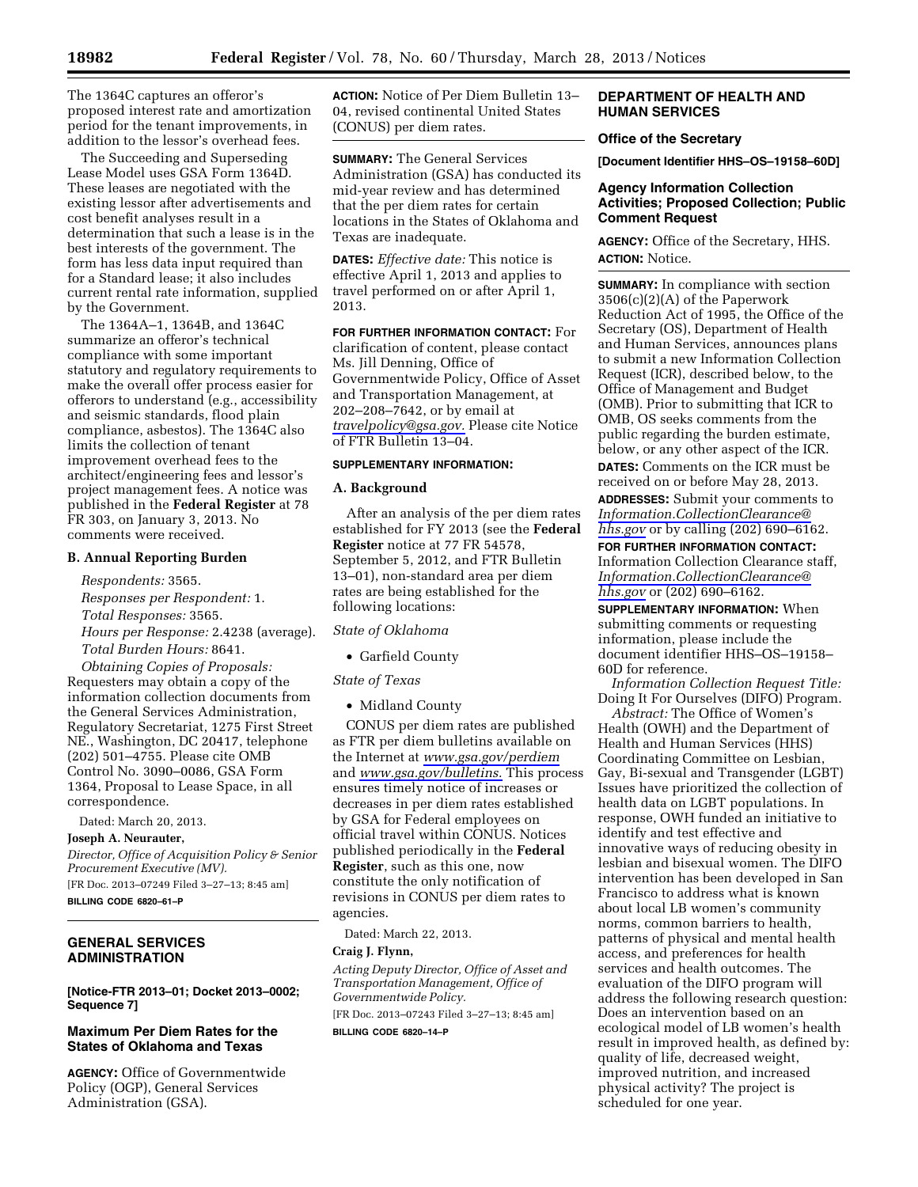The 1364C captures an offeror's proposed interest rate and amortization period for the tenant improvements, in addition to the lessor's overhead fees.

The Succeeding and Superseding Lease Model uses GSA Form 1364D. These leases are negotiated with the existing lessor after advertisements and cost benefit analyses result in a determination that such a lease is in the best interests of the government. The form has less data input required than for a Standard lease; it also includes current rental rate information, supplied by the Government.

The 1364A–1, 1364B, and 1364C summarize an offeror's technical compliance with some important statutory and regulatory requirements to make the overall offer process easier for offerors to understand (e.g., accessibility and seismic standards, flood plain compliance, asbestos). The 1364C also limits the collection of tenant improvement overhead fees to the architect/engineering fees and lessor's project management fees. A notice was published in the **Federal Register** at 78 FR 303, on January 3, 2013. No comments were received.

### B. Annual Reporting Burden

*Respondents:* 3565.

*Responses per Respondent:* 1.

*Total Responses:* 3565.

*Hours per Response:* 2.4238 (average).

*Total Burden Hours:* 8641.

*Obtaining Copies of Proposals:* Requesters may obtain a copy of the information collection documents from the General Services Administration, Regulatory Secretariat, 1275 First Street NE., Washington, DC 20417, telephone (202) 501–4755. Please cite OMB Control No. 3090–0086, GSA Form 1364, Proposal to Lease Space, in all correspondence.

Dated: March 20, 2013.

**Joseph A. Neurauter,**

*Director, Office of Acquisition Policy & Senior Procurement Executive (MV).*

[FR Doc. 2013–07249 Filed 3–27–13; 8:45 am]

**BILLING CODE 6820–61–P**

## GENERAL SERVICES ADMINISTRATION

**[Notice-FTR 2013–01; Docket 2013–0002; Sequence 7]**

### Maximum Per Diem Rates for the States of Oklahoma and Texas

**AGENCY:** Office of Governmentwide Policy (OGP), General Services Administration (GSA).

**ACTION:** Notice of Per Diem Bulletin 13–04, revised continental United States (CONUS) per diem rates.

**SUMMARY:** The General Services Administration (GSA) has conducted its mid-year review and has determined that the per diem rates for certain locations in the States of Oklahoma and Texas are inadequate.

**DATES:** *Effective date:* This notice is effective April 1, 2013 and applies to travel performed on or after April 1, 2013.

**FOR FURTHER INFORMATION CONTACT:** For clarification of content, please contact Ms. Jill Denning, Office of Governmentwide Policy, Office of Asset and Transportation Management, at 202–208–7642, or by email at *travelpolicy@gsa.gov.* Please cite Notice of FTR Bulletin 13–04.

**SUPPLEMENTARY INFORMATION:**

### A. Background

After an analysis of the per diem rates established for FY 2013 (see the **Federal Register** notice at 77 FR 54578, September 5, 2012, and FTR Bulletin 13–01), non-standard area per diem rates are being established for the following locations:

*State of Oklahoma*

- Garfield County

*State of Texas*

- Midland County

CONUS per diem rates are published as FTR per diem bulletins available on the Internet at *www.gsa.gov/perdiem* and *www.gsa.gov/bulletins.* This process ensures timely notice of increases or decreases in per diem rates established by GSA for Federal employees on official travel within CONUS. Notices published periodically in the **Federal Register**, such as this one, now constitute the only notification of revisions in CONUS per diem rates to agencies.

Dated: March 22, 2013.

**Craig J. Flynn,**

*Acting Deputy Director, Office of Asset and Transportation Management, Office of Governmentwide Policy.*

[FR Doc. 2013–07243 Filed 3–27–13; 8:45 am]

**BILLING CODE 6820–14–P**

## DEPARTMENT OF HEALTH AND HUMAN SERVICES

### Office of the Secretary

**[Document Identifier HHS–OS–19158–60D]**

### Agency Information Collection Activities; Proposed Collection; Public Comment Request

**AGENCY:** Office of the Secretary, HHS.

**ACTION:** Notice.

**SUMMARY:** In compliance with section 3506(c)(2)(A) of the Paperwork Reduction Act of 1995, the Office of the Secretary (OS), Department of Health and Human Services, announces plans to submit a new Information Collection Request (ICR), described below, to the Office of Management and Budget (OMB). Prior to submitting that ICR to OMB, OS seeks comments from the public regarding the burden estimate, below, or any other aspect of the ICR.

**DATES:** Comments on the ICR must be received on or before May 28, 2013.

**ADDRESSES:** Submit your comments to *Information.CollectionClearance@hhs.gov* or by calling (202) 690–6162.

**FOR FURTHER INFORMATION CONTACT:** Information Collection Clearance staff, *Information.CollectionClearance@hhs.gov* or (202) 690–6162.

**SUPPLEMENTARY INFORMATION:** When submitting comments or requesting information, please include the document identifier HHS–OS–19158–60D for reference.

*Information Collection Request Title:* Doing It For Ourselves (DIFO) Program.

*Abstract:* The Office of Women's Health (OWH) and the Department of Health and Human Services (HHS) Coordinating Committee on Lesbian, Gay, Bi-sexual and Transgender (LGBT) Issues have prioritized the collection of health data on LGBT populations. In response, OWH funded an initiative to identify and test effective and innovative ways of reducing obesity in lesbian and bisexual women. The DIFO intervention has been developed in San Francisco to address what is known about local LB women's community norms, common barriers to health, patterns of physical and mental health access, and preferences for health services and health outcomes. The evaluation of the DIFO program will address the following research question: Does an intervention based on an ecological model of LB women's health result in improved health, as defined by: quality of life, decreased weight, improved nutrition, and increased physical activity? The project is scheduled for one year.